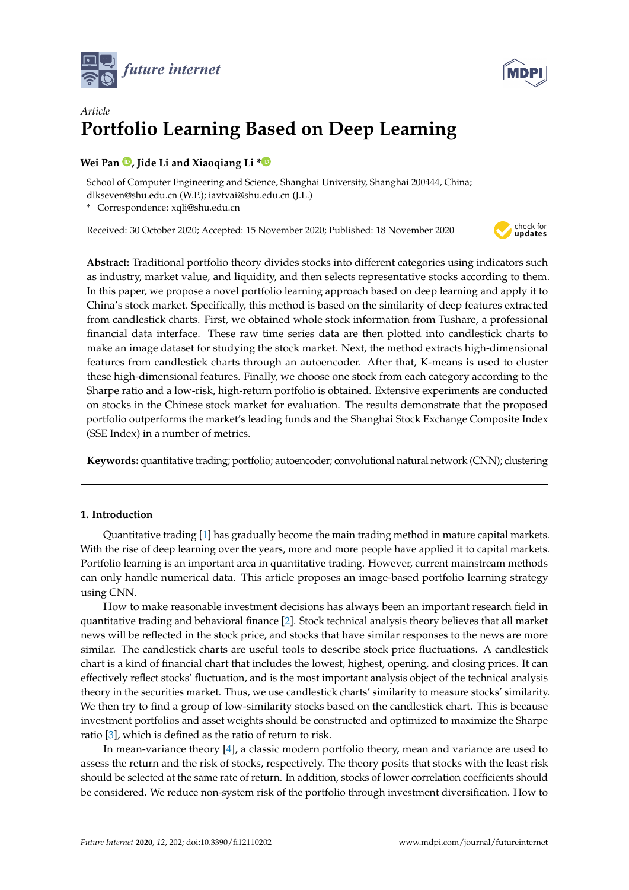*future internet*

*Article*

# Portfolio Learning Based on Deep Learning

**Wei Pan, Jide Li and Xiaoqiang Li ***

School of Computer Engineering and Science, Shanghai University, Shanghai 200444, China; dlkseven@shu.edu.cn (W.P.); iavtvai@shu.edu.cn (J.L.)

* Correspondence: xqli@shu.edu.cn

Received: 30 October 2020; Accepted: 15 November 2020; Published: 18 November 2020

**Abstract:** Traditional portfolio theory divides stocks into different categories using indicators such as industry, market value, and liquidity, and then selects representative stocks according to them. In this paper, we propose a novel portfolio learning approach based on deep learning and apply it to China's stock market. Specifically, this method is based on the similarity of deep features extracted from candlestick charts. First, we obtained whole stock information from Tushare, a professional financial data interface. These raw time series data are then plotted into candlestick charts to make an image dataset for studying the stock market. Next, the method extracts high-dimensional features from candlestick charts through an autoencoder. After that, K-means is used to cluster these high-dimensional features. Finally, we choose one stock from each category according to the Sharpe ratio and a low-risk, high-return portfolio is obtained. Extensive experiments are conducted on stocks in the Chinese stock market for evaluation. The results demonstrate that the proposed portfolio outperforms the market's leading funds and the Shanghai Stock Exchange Composite Index (SSE Index) in a number of metrics.

**Keywords:** quantitative trading; portfolio; autoencoder; convolutional natural network (CNN); clustering

## 1. Introduction

Quantitative trading [1] has gradually become the main trading method in mature capital markets. With the rise of deep learning over the years, more and more people have applied it to capital markets. Portfolio learning is an important area in quantitative trading. However, current mainstream methods can only handle numerical data. This article proposes an image-based portfolio learning strategy using CNN.

How to make reasonable investment decisions has always been an important research field in quantitative trading and behavioral finance [2]. Stock technical analysis theory believes that all market news will be reflected in the stock price, and stocks that have similar responses to the news are more similar. The candlestick charts are useful tools to describe stock price fluctuations. A candlestick chart is a kind of financial chart that includes the lowest, highest, opening, and closing prices. It can effectively reflect stocks' fluctuation, and is the most important analysis object of the technical analysis theory in the securities market. Thus, we use candlestick charts' similarity to measure stocks' similarity. We then try to find a group of low-similarity stocks based on the candlestick chart. This is because investment portfolios and asset weights should be constructed and optimized to maximize the Sharpe ratio [3], which is defined as the ratio of return to risk.

In mean-variance theory [4], a classic modern portfolio theory, mean and variance are used to assess the return and the risk of stocks, respectively. The theory posits that stocks with the least risk should be selected at the same rate of return. In addition, stocks of lower correlation coefficients should be considered. We reduce non-system risk of the portfolio through investment diversification. How to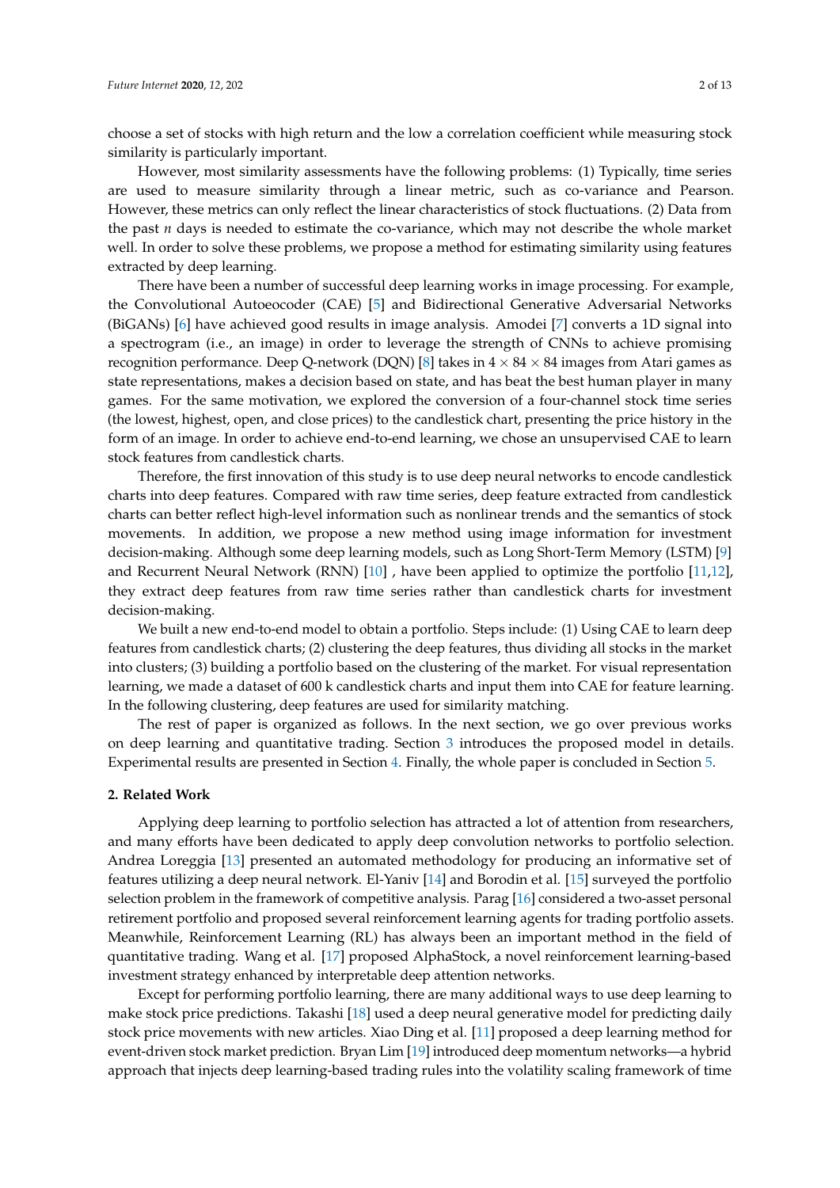choose a set of stocks with high return and the low a correlation coefficient while measuring stock similarity is particularly important.

However, most similarity assessments have the following problems: (1) Typically, time series are used to measure similarity through a linear metric, such as co-variance and Pearson. However, these metrics can only reflect the linear characteristics of stock fluctuations. (2) Data from the past *n* days is needed to estimate the co-variance, which may not describe the whole market well. In order to solve these problems, we propose a method for estimating similarity using features extracted by deep learning.

There have been a number of successful deep learning works in image processing. For example, the Convolutional Autoeocoder (CAE) [5] and Bidirectional Generative Adversarial Networks (BiGANs) [6] have achieved good results in image analysis. Amodei [7] converts a 1D signal into a spectrogram (i.e., an image) in order to leverage the strength of CNNs to achieve promising recognition performance. Deep Q-network (DQN) [8] takes in $4 \times 84 \times 84$ images from Atari games as state representations, makes a decision based on state, and has beat the best human player in many games. For the same motivation, we explored the conversion of a four-channel stock time series (the lowest, highest, open, and close prices) to the candlestick chart, presenting the price history in the form of an image. In order to achieve end-to-end learning, we chose an unsupervised CAE to learn stock features from candlestick charts.

Therefore, the first innovation of this study is to use deep neural networks to encode candlestick charts into deep features. Compared with raw time series, deep feature extracted from candlestick charts can better reflect high-level information such as nonlinear trends and the semantics of stock movements. In addition, we propose a new method using image information for investment decision-making. Although some deep learning models, such as Long Short-Term Memory (LSTM) [9] and Recurrent Neural Network (RNN) [10] , have been applied to optimize the portfolio [11,12], they extract deep features from raw time series rather than candlestick charts for investment decision-making.

We built a new end-to-end model to obtain a portfolio. Steps include: (1) Using CAE to learn deep features from candlestick charts; (2) clustering the deep features, thus dividing all stocks in the market into clusters; (3) building a portfolio based on the clustering of the market. For visual representation learning, we made a dataset of 600 k candlestick charts and input them into CAE for feature learning. In the following clustering, deep features are used for similarity matching.

The rest of paper is organized as follows. In the next section, we go over previous works on deep learning and quantitative trading. Section 3 introduces the proposed model in details. Experimental results are presented in Section 4. Finally, the whole paper is concluded in Section 5.

## 2. Related Work

Applying deep learning to portfolio selection has attracted a lot of attention from researchers, and many efforts have been dedicated to apply deep convolution networks to portfolio selection. Andrea Loreggia [13] presented an automated methodology for producing an informative set of features utilizing a deep neural network. El-Yaniv [14] and Borodin et al. [15] surveyed the portfolio selection problem in the framework of competitive analysis. Parag [16] considered a two-asset personal retirement portfolio and proposed several reinforcement learning agents for trading portfolio assets. Meanwhile, Reinforcement Learning (RL) has always been an important method in the field of quantitative trading. Wang et al. [17] proposed AlphaStock, a novel reinforcement learning-based investment strategy enhanced by interpretable deep attention networks.

Except for performing portfolio learning, there are many additional ways to use deep learning to make stock price predictions. Takashi [18] used a deep neural generative model for predicting daily stock price movements with new articles. Xiao Ding et al. [11] proposed a deep learning method for event-driven stock market prediction. Bryan Lim [19] introduced deep momentum networks—a hybrid approach that injects deep learning-based trading rules into the volatility scaling framework of time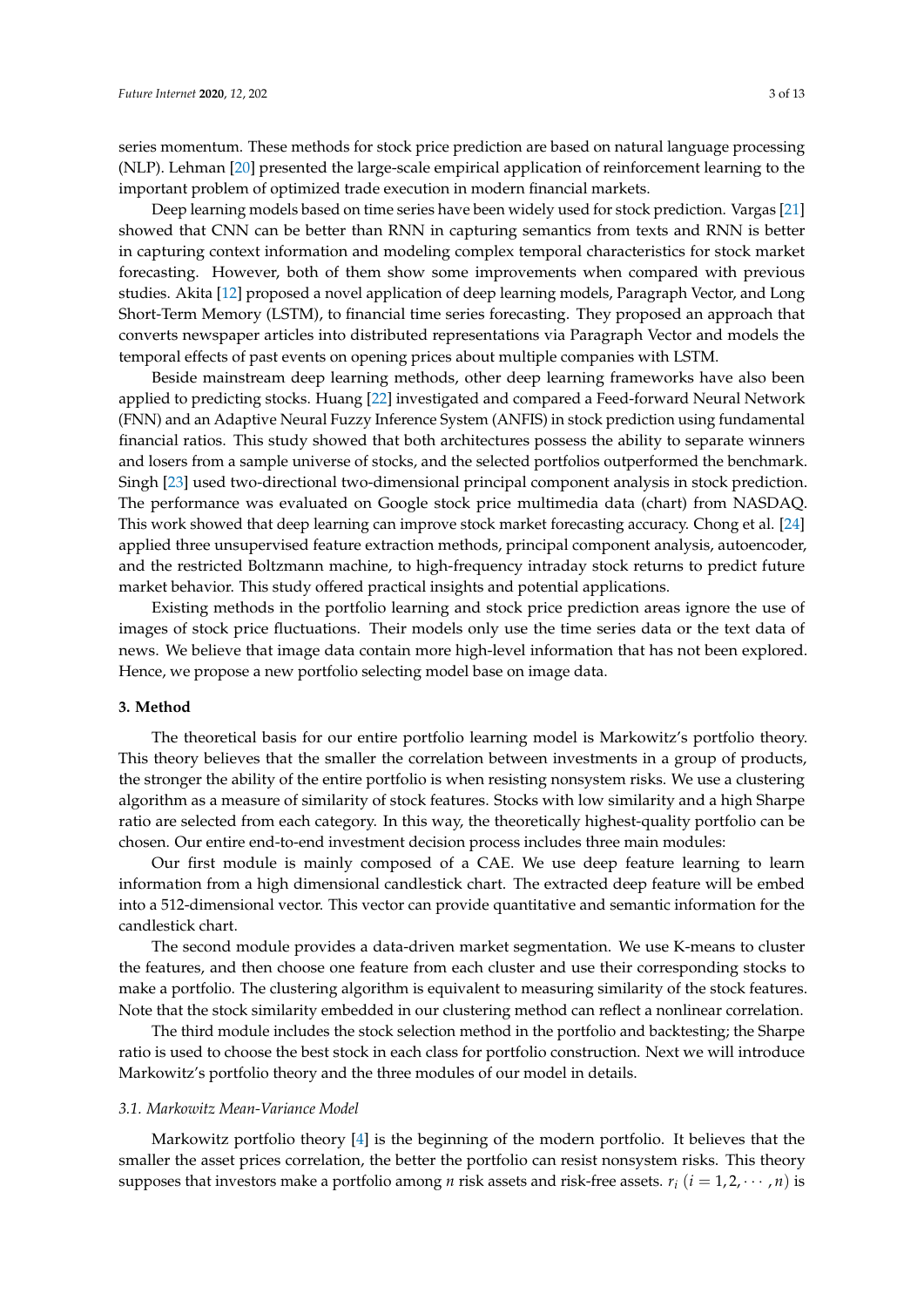series momentum. These methods for stock price prediction are based on natural language processing (NLP). Lehman [20] presented the large-scale empirical application of reinforcement learning to the important problem of optimized trade execution in modern financial markets.

Deep learning models based on time series have been widely used for stock prediction. Vargas [21] showed that CNN can be better than RNN in capturing semantics from texts and RNN is better in capturing context information and modeling complex temporal characteristics for stock market forecasting. However, both of them show some improvements when compared with previous studies. Akita [12] proposed a novel application of deep learning models, Paragraph Vector, and Long Short-Term Memory (LSTM), to financial time series forecasting. They proposed an approach that converts newspaper articles into distributed representations via Paragraph Vector and models the temporal effects of past events on opening prices about multiple companies with LSTM.

Beside mainstream deep learning methods, other deep learning frameworks have also been applied to predicting stocks. Huang [22] investigated and compared a Feed-forward Neural Network (FNN) and an Adaptive Neural Fuzzy Inference System (ANFIS) in stock prediction using fundamental financial ratios. This study showed that both architectures possess the ability to separate winners and losers from a sample universe of stocks, and the selected portfolios outperformed the benchmark. Singh [23] used two-directional two-dimensional principal component analysis in stock prediction. The performance was evaluated on Google stock price multimedia data (chart) from NASDAQ. This work showed that deep learning can improve stock market forecasting accuracy. Chong et al. [24] applied three unsupervised feature extraction methods, principal component analysis, autoencoder, and the restricted Boltzmann machine, to high-frequency intraday stock returns to predict future market behavior. This study offered practical insights and potential applications.

Existing methods in the portfolio learning and stock price prediction areas ignore the use of images of stock price fluctuations. Their models only use the time series data or the text data of news. We believe that image data contain more high-level information that has not been explored. Hence, we propose a new portfolio selecting model base on image data.

## 3. Method

The theoretical basis for our entire portfolio learning model is Markowitz's portfolio theory. This theory believes that the smaller the correlation between investments in a group of products, the stronger the ability of the entire portfolio is when resisting nonsystem risks. We use a clustering algorithm as a measure of similarity of stock features. Stocks with low similarity and a high Sharpe ratio are selected from each category. In this way, the theoretically highest-quality portfolio can be chosen. Our entire end-to-end investment decision process includes three main modules:

Our first module is mainly composed of a CAE. We use deep feature learning to learn information from a high dimensional candlestick chart. The extracted deep feature will be embed into a 512-dimensional vector. This vector can provide quantitative and semantic information for the candlestick chart.

The second module provides a data-driven market segmentation. We use K-means to cluster the features, and then choose one feature from each cluster and use their corresponding stocks to make a portfolio. The clustering algorithm is equivalent to measuring similarity of the stock features. Note that the stock similarity embedded in our clustering method can reflect a nonlinear correlation.

The third module includes the stock selection method in the portfolio and backtesting; the Sharpe ratio is used to choose the best stock in each class for portfolio construction. Next we will introduce Markowitz's portfolio theory and the three modules of our model in details.

### 3.1. Markowitz Mean-Variance Model

Markowitz portfolio theory [4] is the beginning of the modern portfolio. It believes that the smaller the asset prices correlation, the better the portfolio can resist nonsystem risks. This theory supposes that investors make a portfolio among $n$ risk assets and risk-free assets. $r_i$ $(i = 1, 2, \cdots, n)$ is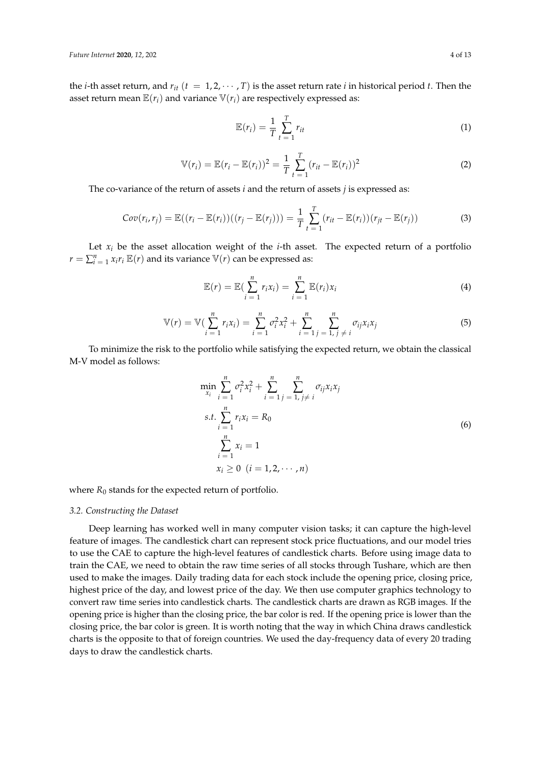the $i$-th asset return, and $r_{it}$ $(t = 1, 2, \cdots, T)$ is the asset return rate $i$ in historical period $t$. Then the asset return mean $\mathbb{E}(r_i)$ and variance $\mathbb{V}(r_i)$ are respectively expressed as:

$$\mathbb{E}(r_i) = \frac{1}{T} \sum_{t=1}^{T} r_{it} \tag{1}$$

$$\mathbb{V}(r_i) = \mathbb{E}(r_i - \mathbb{E}(r_i))^2 = \frac{1}{T} \sum_{t=1}^{T} (r_{it} - \mathbb{E}(r_i))^2 \tag{2}$$

The co-variance of the return of assets $i$ and the return of assets $j$ is expressed as:

$$Cov(r_i, r_j) = \mathbb{E}((r_i - \mathbb{E}(r_i))((r_j - \mathbb{E}(r_j))) = \frac{1}{T} \sum_{t=1}^{T} (r_{it} - \mathbb{E}(r_i))(r_{jt} - \mathbb{E}(r_j)) \tag{3}$$

Let $x_i$ be the asset allocation weight of the $i$-th asset. The expected return of a portfolio $r = \sum_{i=1}^{n} x_i r_i \, \mathbb{E}(r)$ and its variance $\mathbb{V}(r)$ can be expressed as:

$$\mathbb{E}(r) = \mathbb{E}(\sum_{i=1}^{n} r_i x_i) = \sum_{i=1}^{n} \mathbb{E}(r_i) x_i \tag{4}$$

$$\mathbb{V}(r) = \mathbb{V}(\sum_{i=1}^{n} r_i x_i) = \sum_{i=1}^{n} \sigma_i^2 x_i^2 + \sum_{i=1}^{n} \sum_{j=1, j \neq i}^{n} \sigma_{ij} x_i x_j \tag{5}$$

To minimize the risk to the portfolio while satisfying the expected return, we obtain the classical M-V model as follows:

$$\begin{aligned}
\min_{x_i} \; & \sum_{i=1}^{n} \sigma_i^2 x_i^2 + \sum_{i=1}^{n} \sum_{j=1, j \neq i}^{n} \sigma_{ij} x_i x_j \\
s.t. \; & \sum_{i=1}^{n} r_i x_i = R_0 \\
& \sum_{i=1}^{n} x_i = 1 \\
& x_i \geq 0 \;\; (i = 1, 2, \cdots, n)
\end{aligned} \tag{6}$$

where $R_0$ stands for the expected return of portfolio.

### *3.2. Constructing the Dataset*

Deep learning has worked well in many computer vision tasks; it can capture the high-level feature of images. The candlestick chart can represent stock price fluctuations, and our model tries to use the CAE to capture the high-level features of candlestick charts. Before using image data to train the CAE, we need to obtain the raw time series of all stocks through Tushare, which are then used to make the images. Daily trading data for each stock include the opening price, closing price, highest price of the day, and lowest price of the day. We then use computer graphics technology to convert raw time series into candlestick charts. The candlestick charts are drawn as RGB images. If the opening price is higher than the closing price, the bar color is red. If the opening price is lower than the closing price, the bar color is green. It is worth noting that the way in which China draws candlestick charts is the opposite to that of foreign countries. We used the day-frequency data of every 20 trading days to draw the candlestick charts.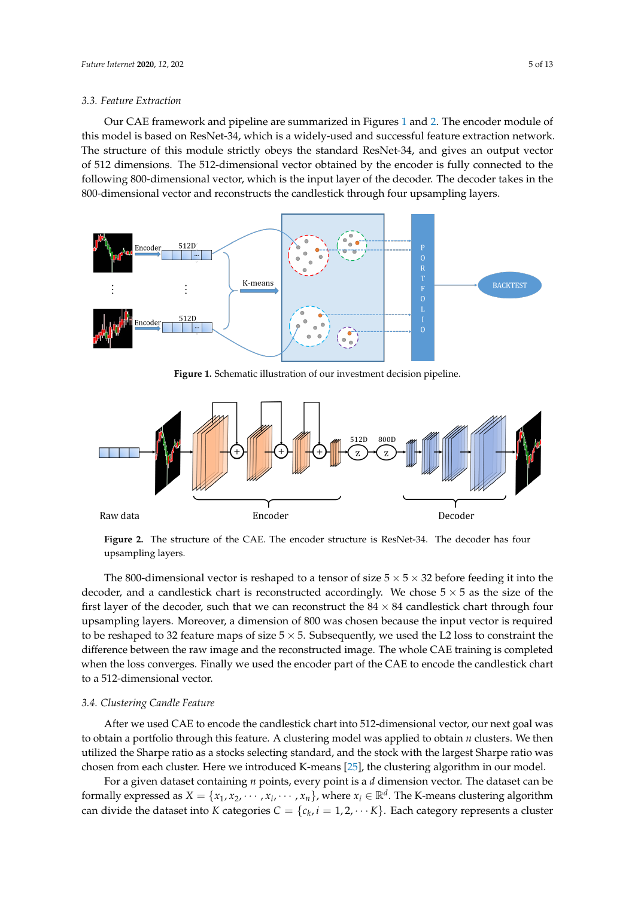### 3.3. Feature Extraction

Our CAE framework and pipeline are summarized in Figures 1 and 2. The encoder module of this model is based on ResNet-34, which is a widely-used and successful feature extraction network. The structure of this module strictly obeys the standard ResNet-34, and gives an output vector of 512 dimensions. The 512-dimensional vector obtained by the encoder is fully connected to the following 800-dimensional vector, which is the input layer of the decoder. The decoder takes in the 800-dimensional vector and reconstructs the candlestick through four upsampling layers.

**Figure 1.** Schematic illustration of our investment decision pipeline.

**Figure 2.** The structure of the CAE. The encoder structure is ResNet-34. The decoder has four upsampling layers.

The 800-dimensional vector is reshaped to a tensor of size $5 \times 5 \times 32$ before feeding it into the decoder, and a candlestick chart is reconstructed accordingly. We chose $5 \times 5$ as the size of the first layer of the decoder, such that we can reconstruct the $84 \times 84$ candlestick chart through four upsampling layers. Moreover, a dimension of 800 was chosen because the input vector is required to be reshaped to 32 feature maps of size $5 \times 5$. Subsequently, we used the L2 loss to constraint the difference between the raw image and the reconstructed image. The whole CAE training is completed when the loss converges. Finally we used the encoder part of the CAE to encode the candlestick chart to a 512-dimensional vector.

### 3.4. Clustering Candle Feature

After we used CAE to encode the candlestick chart into 512-dimensional vector, our next goal was to obtain a portfolio through this feature. A clustering model was applied to obtain $n$ clusters. We then utilized the Sharpe ratio as a stocks selecting standard, and the stock with the largest Sharpe ratio was chosen from each cluster. Here we introduced K-means [25], the clustering algorithm in our model.

For a given dataset containing $n$ points, every point is a $d$ dimension vector. The dataset can be formally expressed as $X = \{x_1, x_2, \cdots, x_i, \cdots, x_n\}$, where $x_i \in \mathbb{R}^d$. The K-means clustering algorithm can divide the dataset into $K$ categories $C = \{c_k, i = 1, 2, \cdots K\}$. Each category represents a cluster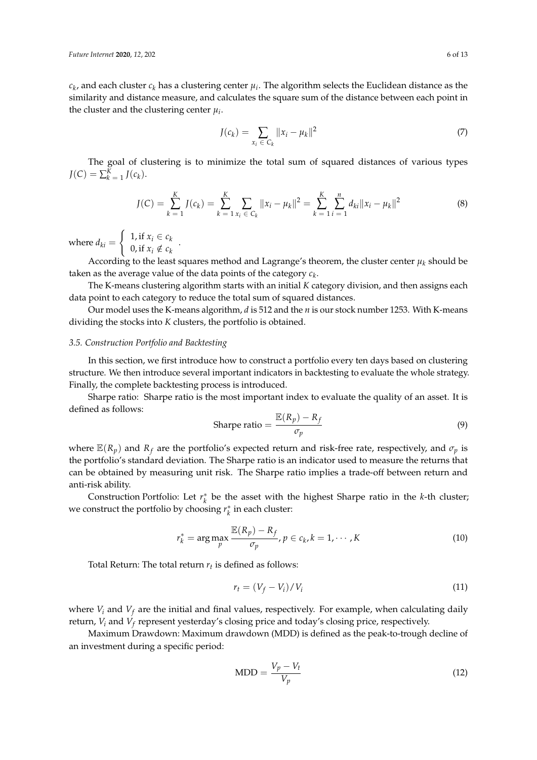$c_k$, and each cluster $c_k$ has a clustering center $\mu_i$. The algorithm selects the Euclidean distance as the similarity and distance measure, and calculates the square sum of the distance between each point in the cluster and the clustering center $\mu_i$.

$$J(c_k) = \sum_{x_i \in C_k} \|x_i - \mu_k\|^2 \tag{7}$$

The goal of clustering is to minimize the total sum of squared distances of various types $J(C) = \sum_{k=1}^{K} J(c_k)$.

$$J(C) = \sum_{k=1}^{K} J(c_k) = \sum_{k=1}^{K} \sum_{x_i \in C_k} \|x_i - \mu_k\|^2 = \sum_{k=1}^{K} \sum_{i=1}^{n} d_{ki} \|x_i - \mu_k\|^2 \tag{8}$$

where $d_{ki} = \begin{cases} 1, \text{if } x_i \in c_k \\ 0, \text{if } x_i \notin c_k \end{cases}$.

According to the least squares method and Lagrange's theorem, the cluster center $\mu_k$ should be taken as the average value of the data points of the category $c_k$.

The K-means clustering algorithm starts with an initial $K$ category division, and then assigns each data point to each category to reduce the total sum of squared distances.

Our model uses the K-means algorithm, $d$ is 512 and the $n$ is our stock number 1253. With K-means dividing the stocks into $K$ clusters, the portfolio is obtained.

### 3.5. Construction Portfolio and Backtesting

In this section, we first introduce how to construct a portfolio every ten days based on clustering structure. We then introduce several important indicators in backtesting to evaluate the whole strategy. Finally, the complete backtesting process is introduced.

Sharpe ratio: Sharpe ratio is the most important index to evaluate the quality of an asset. It is defined as follows:

$$\text{Sharpe ratio} = \frac{\mathbb{E}(R_p) - R_f}{\sigma_p} \tag{9}$$

where $\mathbb{E}(R_p)$ and $R_f$ are the portfolio's expected return and risk-free rate, respectively, and $\sigma_p$ is the portfolio's standard deviation. The Sharpe ratio is an indicator used to measure the returns that can be obtained by measuring unit risk. The Sharpe ratio implies a trade-off between return and anti-risk ability.

Construction Portfolio: Let $r_k^*$ be the asset with the highest Sharpe ratio in the $k$-th cluster; we construct the portfolio by choosing $r_k^*$ in each cluster:

$$r_k^* = \arg\max_p \frac{\mathbb{E}(R_p) - R_f}{\sigma_p}, p \in c_k, k = 1, \cdots, K \tag{10}$$

Total Return: The total return $r_t$ is defined as follows:

$$r_t = (V_f - V_i)/V_i \tag{11}$$

where $V_i$ and $V_f$ are the initial and final values, respectively. For example, when calculating daily return, $V_i$ and $V_f$ represent yesterday's closing price and today's closing price, respectively.

Maximum Drawdown: Maximum drawdown (MDD) is defined as the peak-to-trough decline of an investment during a specific period:

$$\text{MDD} = \frac{V_p - V_t}{V_p} \tag{12}$$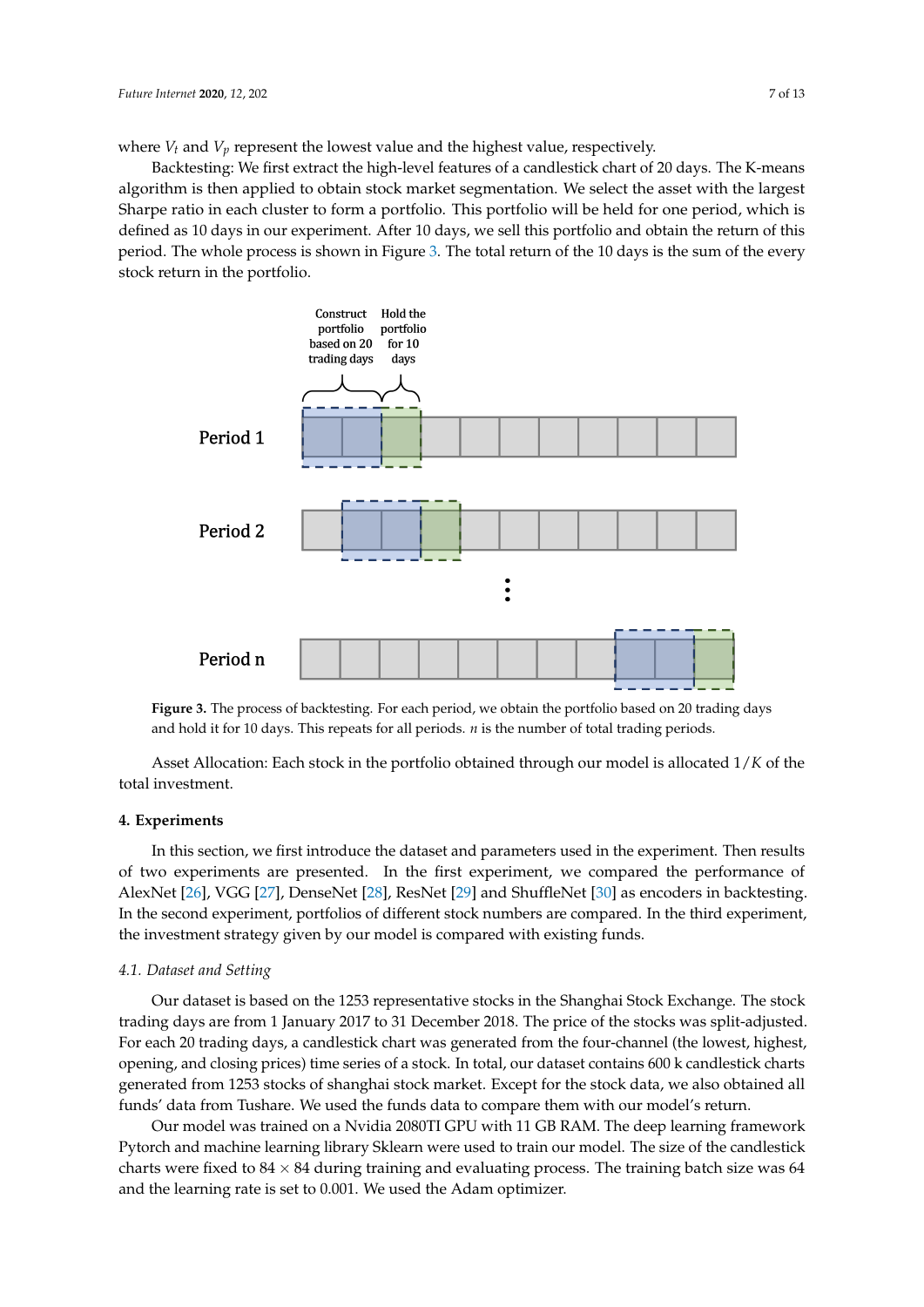where $V_t$ and $V_p$ represent the lowest value and the highest value, respectively.

Backtesting: We first extract the high-level features of a candlestick chart of 20 days. The K-means algorithm is then applied to obtain stock market segmentation. We select the asset with the largest Sharpe ratio in each cluster to form a portfolio. This portfolio will be held for one period, which is defined as 10 days in our experiment. After 10 days, we sell this portfolio and obtain the return of this period. The whole process is shown in Figure 3. The total return of the 10 days is the sum of the every stock return in the portfolio.

**Figure 3.** The process of backtesting. For each period, we obtain the portfolio based on 20 trading days and hold it for 10 days. This repeats for all periods. $n$ is the number of total trading periods.

Asset Allocation: Each stock in the portfolio obtained through our model is allocated $1/K$ of the total investment.

## 4. Experiments

In this section, we first introduce the dataset and parameters used in the experiment. Then results of two experiments are presented. In the first experiment, we compared the performance of AlexNet [26], VGG [27], DenseNet [28], ResNet [29] and ShuffleNet [30] as encoders in backtesting. In the second experiment, portfolios of different stock numbers are compared. In the third experiment, the investment strategy given by our model is compared with existing funds.

### 4.1. Dataset and Setting

Our dataset is based on the 1253 representative stocks in the Shanghai Stock Exchange. The stock trading days are from 1 January 2017 to 31 December 2018. The price of the stocks was split-adjusted. For each 20 trading days, a candlestick chart was generated from the four-channel (the lowest, highest, opening, and closing prices) time series of a stock. In total, our dataset contains 600 k candlestick charts generated from 1253 stocks of shanghai stock market. Except for the stock data, we also obtained all funds' data from Tushare. We used the funds data to compare them with our model's return.

Our model was trained on a Nvidia 2080TI GPU with 11 GB RAM. The deep learning framework Pytorch and machine learning library Sklearn were used to train our model. The size of the candlestick charts were fixed to $84 \times 84$ during training and evaluating process. The training batch size was 64 and the learning rate is set to 0.001. We used the Adam optimizer.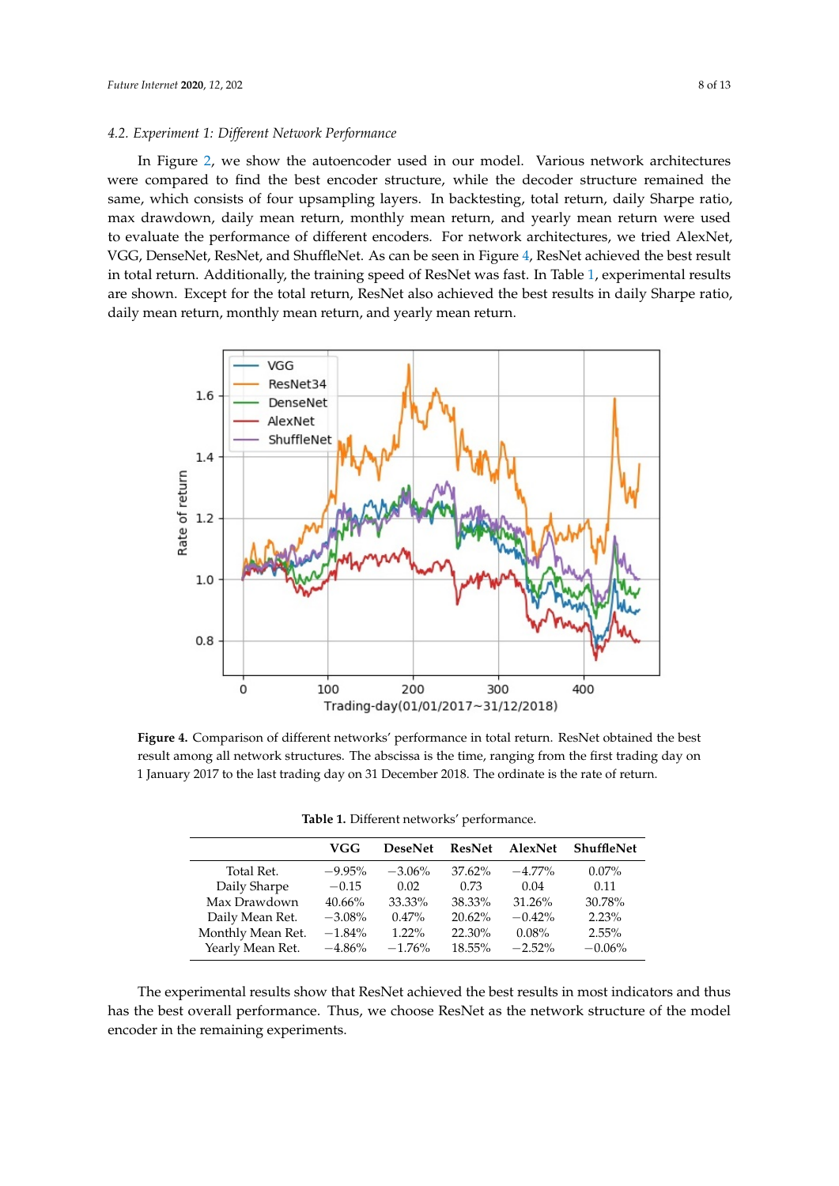### 4.2. Experiment 1: Different Network Performance

In Figure 2, we show the autoencoder used in our model. Various network architectures were compared to find the best encoder structure, while the decoder structure remained the same, which consists of four upsampling layers. In backtesting, total return, daily Sharpe ratio, max drawdown, daily mean return, monthly mean return, and yearly mean return were used to evaluate the performance of different encoders. For network architectures, we tried AlexNet, VGG, DenseNet, ResNet, and ShuffleNet. As can be seen in Figure 4, ResNet achieved the best result in total return. Additionally, the training speed of ResNet was fast. In Table 1, experimental results are shown. Except for the total return, ResNet also achieved the best results in daily Sharpe ratio, daily mean return, monthly mean return, and yearly mean return.

**Figure 4.** Comparison of different networks' performance in total return. ResNet obtained the best result among all network structures. The abscissa is the time, ranging from the first trading day on 1 January 2017 to the last trading day on 31 December 2018. The ordinate is the rate of return.

**Table 1.** Different networks' performance.

| | VGG | DeseNet | ResNet | AlexNet | ShuffleNet |
|---|---|---|---|---|---|
| Total Ret. | −9.95% | −3.06% | 37.62% | −4.77% | 0.07% |
| Daily Sharpe | −0.15 | 0.02 | 0.73 | 0.04 | 0.11 |
| Max Drawdown | 40.66% | 33.33% | 38.33% | 31.26% | 30.78% |
| Daily Mean Ret. | −3.08% | 0.47% | 20.62% | −0.42% | 2.23% |
| Monthly Mean Ret. | −1.84% | 1.22% | 22.30% | 0.08% | 2.55% |
| Yearly Mean Ret. | −4.86% | −1.76% | 18.55% | −2.52% | −0.06% |

The experimental results show that ResNet achieved the best results in most indicators and thus has the best overall performance. Thus, we choose ResNet as the network structure of the model encoder in the remaining experiments.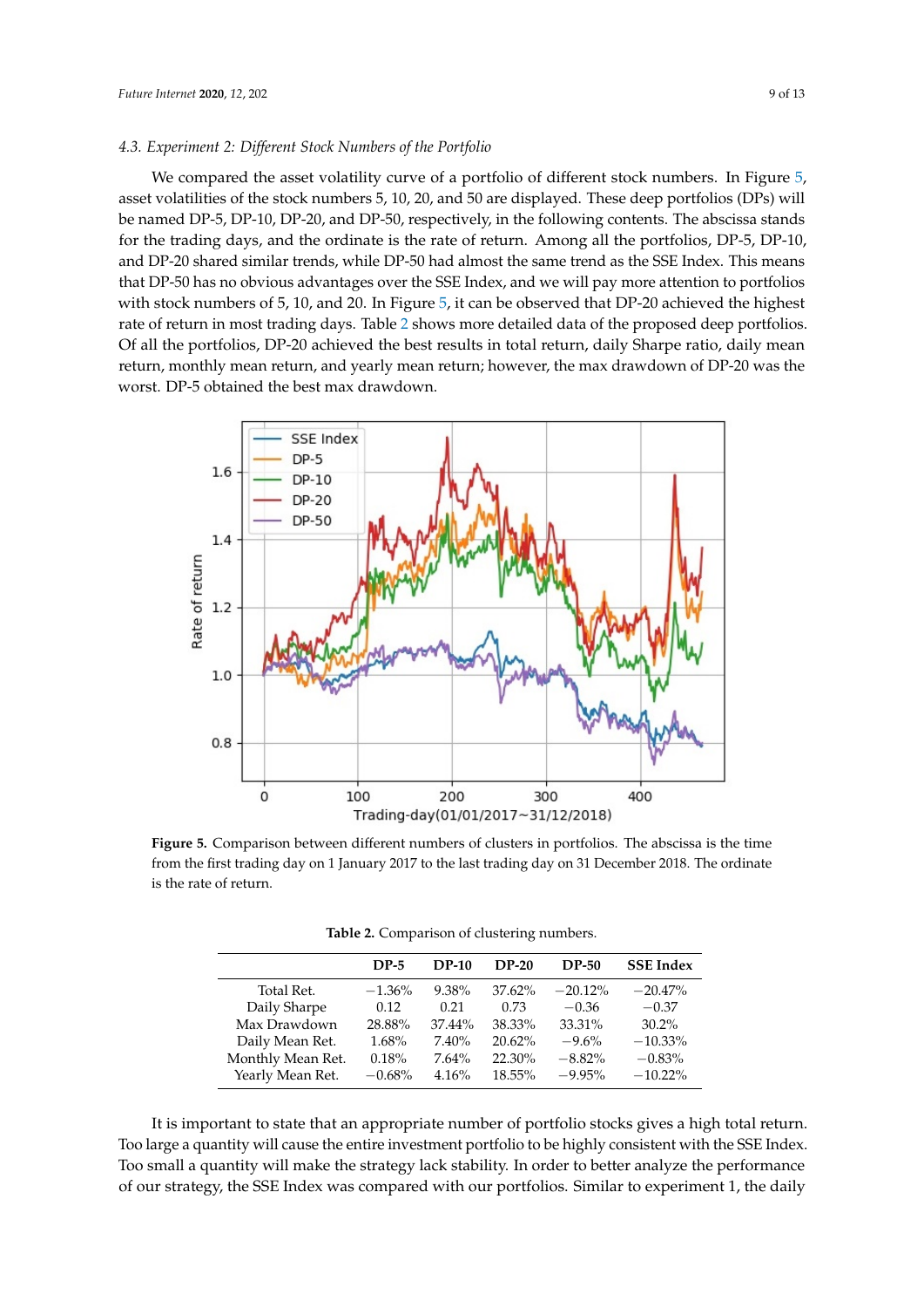### 4.3. Experiment 2: Different Stock Numbers of the Portfolio

We compared the asset volatility curve of a portfolio of different stock numbers. In Figure 5, asset volatilities of the stock numbers 5, 10, 20, and 50 are displayed. These deep portfolios (DPs) will be named DP-5, DP-10, DP-20, and DP-50, respectively, in the following contents. The abscissa stands for the trading days, and the ordinate is the rate of return. Among all the portfolios, DP-5, DP-10, and DP-20 shared similar trends, while DP-50 had almost the same trend as the SSE Index. This means that DP-50 has no obvious advantages over the SSE Index, and we will pay more attention to portfolios with stock numbers of 5, 10, and 20. In Figure 5, it can be observed that DP-20 achieved the highest rate of return in most trading days. Table 2 shows more detailed data of the proposed deep portfolios. Of all the portfolios, DP-20 achieved the best results in total return, daily Sharpe ratio, daily mean return, monthly mean return, and yearly mean return; however, the max drawdown of DP-20 was the worst. DP-5 obtained the best max drawdown.

**Figure 5.** Comparison between different numbers of clusters in portfolios. The abscissa is the time from the first trading day on 1 January 2017 to the last trading day on 31 December 2018. The ordinate is the rate of return.

**Table 2.** Comparison of clustering numbers.

| | DP-5 | DP-10 | DP-20 | DP-50 | SSE Index |
|---|---|---|---|---|---|
| Total Ret. | −1.36% | 9.38% | 37.62% | −20.12% | −20.47% |
| Daily Sharpe | 0.12 | 0.21 | 0.73 | −0.36 | −0.37 |
| Max Drawdown | 28.88% | 37.44% | 38.33% | 33.31% | 30.2% |
| Daily Mean Ret. | 1.68% | 7.40% | 20.62% | −9.6% | −10.33% |
| Monthly Mean Ret. | 0.18% | 7.64% | 22.30% | −8.82% | −0.83% |
| Yearly Mean Ret. | −0.68% | 4.16% | 18.55% | −9.95% | −10.22% |

It is important to state that an appropriate number of portfolio stocks gives a high total return. Too large a quantity will cause the entire investment portfolio to be highly consistent with the SSE Index. Too small a quantity will make the strategy lack stability. In order to better analyze the performance of our strategy, the SSE Index was compared with our portfolios. Similar to experiment 1, the daily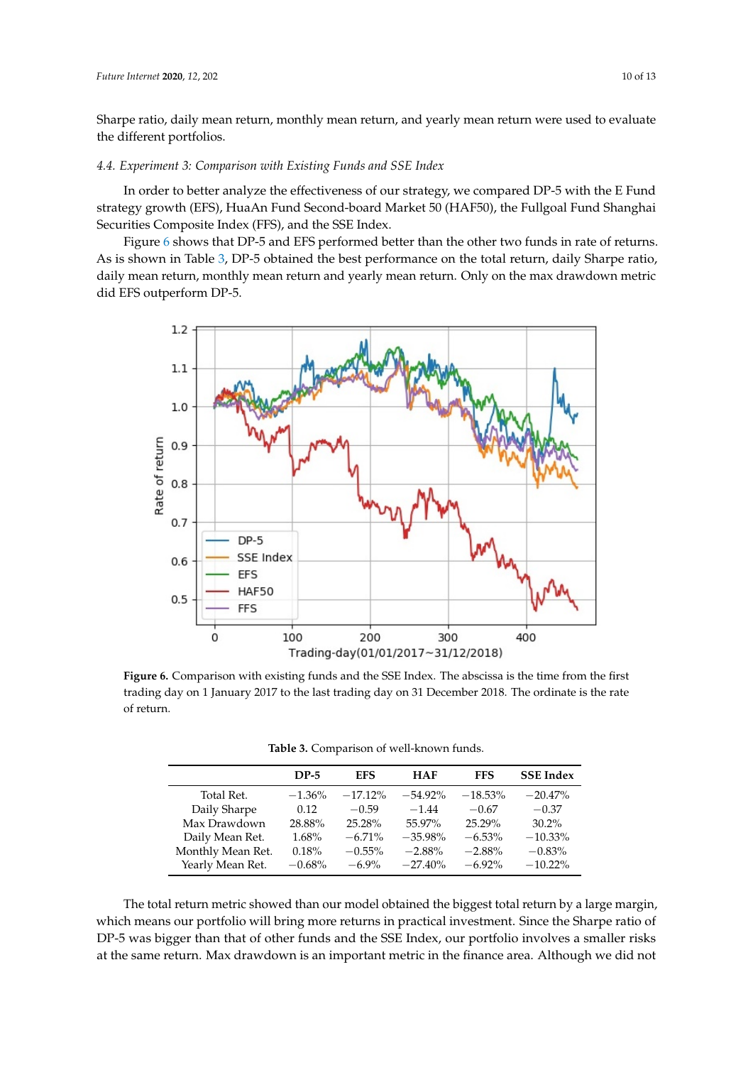Sharpe ratio, daily mean return, monthly mean return, and yearly mean return were used to evaluate the different portfolios.

### 4.4. Experiment 3: Comparison with Existing Funds and SSE Index

In order to better analyze the effectiveness of our strategy, we compared DP-5 with the E Fund strategy growth (EFS), HuaAn Fund Second-board Market 50 (HAF50), the Fullgoal Fund Shanghai Securities Composite Index (FFS), and the SSE Index.

Figure 6 shows that DP-5 and EFS performed better than the other two funds in rate of returns. As is shown in Table 3, DP-5 obtained the best performance on the total return, daily Sharpe ratio, daily mean return, monthly mean return and yearly mean return. Only on the max drawdown metric did EFS outperform DP-5.

**Figure 6.** Comparison with existing funds and the SSE Index. The abscissa is the time from the first trading day on 1 January 2017 to the last trading day on 31 December 2018. The ordinate is the rate of return.

**Table 3.** Comparison of well-known funds.

| | DP-5 | EFS | HAF | FFS | SSE Index |
|---|---|---|---|---|---|
| Total Ret. | −1.36% | −17.12% | −54.92% | −18.53% | −20.47% |
| Daily Sharpe | 0.12 | −0.59 | −1.44 | −0.67 | −0.37 |
| Max Drawdown | 28.88% | 25.28% | 55.97% | 25.29% | 30.2% |
| Daily Mean Ret. | 1.68% | −6.71% | −35.98% | −6.53% | −10.33% |
| Monthly Mean Ret. | 0.18% | −0.55% | −2.88% | −2.88% | −0.83% |
| Yearly Mean Ret. | −0.68% | −6.9% | −27.40% | −6.92% | −10.22% |

The total return metric showed than our model obtained the biggest total return by a large margin, which means our portfolio will bring more returns in practical investment. Since the Sharpe ratio of DP-5 was bigger than that of other funds and the SSE Index, our portfolio involves a smaller risks at the same return. Max drawdown is an important metric in the finance area. Although we did not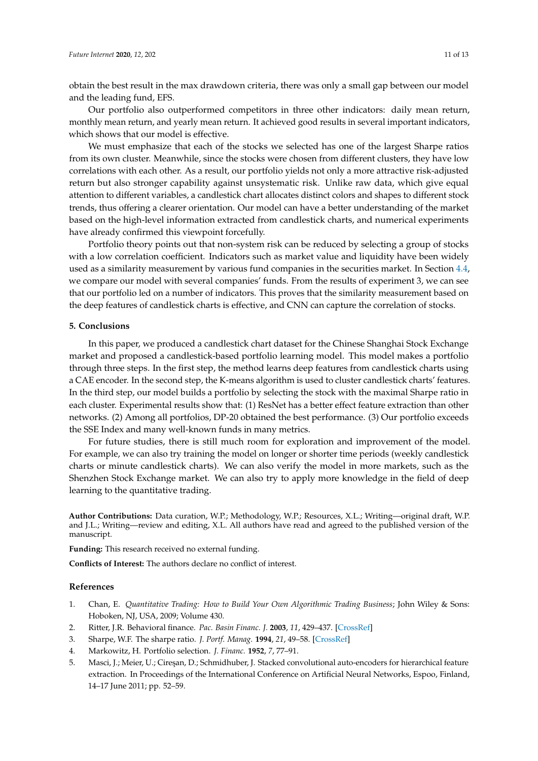obtain the best result in the max drawdown criteria, there was only a small gap between our model and the leading fund, EFS.

Our portfolio also outperformed competitors in three other indicators: daily mean return, monthly mean return, and yearly mean return. It achieved good results in several important indicators, which shows that our model is effective.

We must emphasize that each of the stocks we selected has one of the largest Sharpe ratios from its own cluster. Meanwhile, since the stocks were chosen from different clusters, they have low correlations with each other. As a result, our portfolio yields not only a more attractive risk-adjusted return but also stronger capability against unsystematic risk. Unlike raw data, which give equal attention to different variables, a candlestick chart allocates distinct colors and shapes to different stock trends, thus offering a clearer orientation. Our model can have a better understanding of the market based on the high-level information extracted from candlestick charts, and numerical experiments have already confirmed this viewpoint forcefully.

Portfolio theory points out that non-system risk can be reduced by selecting a group of stocks with a low correlation coefficient. Indicators such as market value and liquidity have been widely used as a similarity measurement by various fund companies in the securities market. In Section 4.4, we compare our model with several companies' funds. From the results of experiment 3, we can see that our portfolio led on a number of indicators. This proves that the similarity measurement based on the deep features of candlestick charts is effective, and CNN can capture the correlation of stocks.

## 5. Conclusions

In this paper, we produced a candlestick chart dataset for the Chinese Shanghai Stock Exchange market and proposed a candlestick-based portfolio learning model. This model makes a portfolio through three steps. In the first step, the method learns deep features from candlestick charts using a CAE encoder. In the second step, the K-means algorithm is used to cluster candlestick charts' features. In the third step, our model builds a portfolio by selecting the stock with the maximal Sharpe ratio in each cluster. Experimental results show that: (1) ResNet has a better effect feature extraction than other networks. (2) Among all portfolios, DP-20 obtained the best performance. (3) Our portfolio exceeds the SSE Index and many well-known funds in many metrics.

For future studies, there is still much room for exploration and improvement of the model. For example, we can also try training the model on longer or shorter time periods (weekly candlestick charts or minute candlestick charts). We can also verify the model in more markets, such as the Shenzhen Stock Exchange market. We can also try to apply more knowledge in the field of deep learning to the quantitative trading.

**Author Contributions:** Data curation, W.P.; Methodology, W.P.; Resources, X.L.; Writing—original draft, W.P. and J.L.; Writing—review and editing, X.L. All authors have read and agreed to the published version of the manuscript.

**Funding:** This research received no external funding.

**Conflicts of Interest:** The authors declare no conflict of interest.

## References

1. Chan, E. *Quantitative Trading: How to Build Your Own Algorithmic Trading Business*; John Wiley & Sons: Hoboken, NJ, USA, 2009; Volume 430.
2. Ritter, J.R. Behavioral finance. *Pac. Basin Financ. J.* **2003**, *11*, 429–437. [CrossRef]
3. Sharpe, W.F. The sharpe ratio. *J. Portf. Manag.* **1994**, *21*, 49–58. [CrossRef]
4. Markowitz, H. Portfolio selection. *J. Financ.* **1952**, *7*, 77–91.
5. Masci, J.; Meier, U.; Cireşan, D.; Schmidhuber, J. Stacked convolutional auto-encoders for hierarchical feature extraction. In Proceedings of the International Conference on Artificial Neural Networks, Espoo, Finland, 14–17 June 2011; pp. 52–59.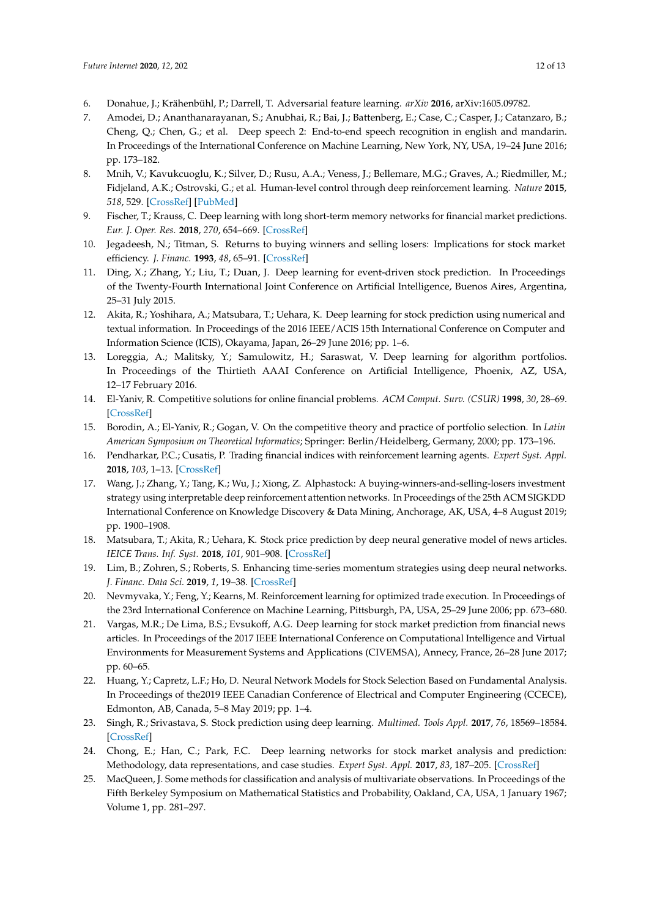6. Donahue, J.; Krähenbühl, P.; Darrell, T. Adversarial feature learning. *arXiv* **2016**, arXiv:1605.09782.
7. Amodei, D.; Ananthanarayanan, S.; Anubhai, R.; Bai, J.; Battenberg, E.; Case, C.; Casper, J.; Catanzaro, B.; Cheng, Q.; Chen, G.; et al. Deep speech 2: End-to-end speech recognition in english and mandarin. In Proceedings of the International Conference on Machine Learning, New York, NY, USA, 19–24 June 2016; pp. 173–182.
8. Mnih, V.; Kavukcuoglu, K.; Silver, D.; Rusu, A.A.; Veness, J.; Bellemare, M.G.; Graves, A.; Riedmiller, M.; Fidjeland, A.K.; Ostrovski, G.; et al. Human-level control through deep reinforcement learning. *Nature* **2015**, *518*, 529. [CrossRef] [PubMed]
9. Fischer, T.; Krauss, C. Deep learning with long short-term memory networks for financial market predictions. *Eur. J. Oper. Res.* **2018**, *270*, 654–669. [CrossRef]
10. Jegadeesh, N.; Titman, S. Returns to buying winners and selling losers: Implications for stock market efficiency. *J. Financ.* **1993**, *48*, 65–91. [CrossRef]
11. Ding, X.; Zhang, Y.; Liu, T.; Duan, J. Deep learning for event-driven stock prediction. In Proceedings of the Twenty-Fourth International Joint Conference on Artificial Intelligence, Buenos Aires, Argentina, 25–31 July 2015.
12. Akita, R.; Yoshihara, A.; Matsubara, T.; Uehara, K. Deep learning for stock prediction using numerical and textual information. In Proceedings of the 2016 IEEE/ACIS 15th International Conference on Computer and Information Science (ICIS), Okayama, Japan, 26–29 June 2016; pp. 1–6.
13. Loreggia, A.; Malitsky, Y.; Samulowitz, H.; Saraswat, V. Deep learning for algorithm portfolios. In Proceedings of the Thirtieth AAAI Conference on Artificial Intelligence, Phoenix, AZ, USA, 12–17 February 2016.
14. El-Yaniv, R. Competitive solutions for online financial problems. *ACM Comput. Surv. (CSUR)* **1998**, *30*, 28–69. [CrossRef]
15. Borodin, A.; El-Yaniv, R.; Gogan, V. On the competitive theory and practice of portfolio selection. In *Latin American Symposium on Theoretical Informatics*; Springer: Berlin/Heidelberg, Germany, 2000; pp. 173–196.
16. Pendharkar, P.C.; Cusatis, P. Trading financial indices with reinforcement learning agents. *Expert Syst. Appl.* **2018**, *103*, 1–13. [CrossRef]
17. Wang, J.; Zhang, Y.; Tang, K.; Wu, J.; Xiong, Z. Alphastock: A buying-winners-and-selling-losers investment strategy using interpretable deep reinforcement attention networks. In Proceedings of the 25th ACM SIGKDD International Conference on Knowledge Discovery & Data Mining, Anchorage, AK, USA, 4–8 August 2019; pp. 1900–1908.
18. Matsubara, T.; Akita, R.; Uehara, K. Stock price prediction by deep neural generative model of news articles. *IEICE Trans. Inf. Syst.* **2018**, *101*, 901–908. [CrossRef]
19. Lim, B.; Zohren, S.; Roberts, S. Enhancing time-series momentum strategies using deep neural networks. *J. Financ. Data Sci.* **2019**, *1*, 19–38. [CrossRef]
20. Nevmyvaka, Y.; Feng, Y.; Kearns, M. Reinforcement learning for optimized trade execution. In Proceedings of the 23rd International Conference on Machine Learning, Pittsburgh, PA, USA, 25–29 June 2006; pp. 673–680.
21. Vargas, M.R.; De Lima, B.S.; Evsukoff, A.G. Deep learning for stock market prediction from financial news articles. In Proceedings of the 2017 IEEE International Conference on Computational Intelligence and Virtual Environments for Measurement Systems and Applications (CIVEMSA), Annecy, France, 26–28 June 2017; pp. 60–65.
22. Huang, Y.; Capretz, L.F.; Ho, D. Neural Network Models for Stock Selection Based on Fundamental Analysis. In Proceedings of the2019 IEEE Canadian Conference of Electrical and Computer Engineering (CCECE), Edmonton, AB, Canada, 5–8 May 2019; pp. 1–4.
23. Singh, R.; Srivastava, S. Stock prediction using deep learning. *Multimed. Tools Appl.* **2017**, *76*, 18569–18584. [CrossRef]
24. Chong, E.; Han, C.; Park, F.C. Deep learning networks for stock market analysis and prediction: Methodology, data representations, and case studies. *Expert Syst. Appl.* **2017**, *83*, 187–205. [CrossRef]
25. MacQueen, J. Some methods for classification and analysis of multivariate observations. In Proceedings of the Fifth Berkeley Symposium on Mathematical Statistics and Probability, Oakland, CA, USA, 1 January 1967; Volume 1, pp. 281–297.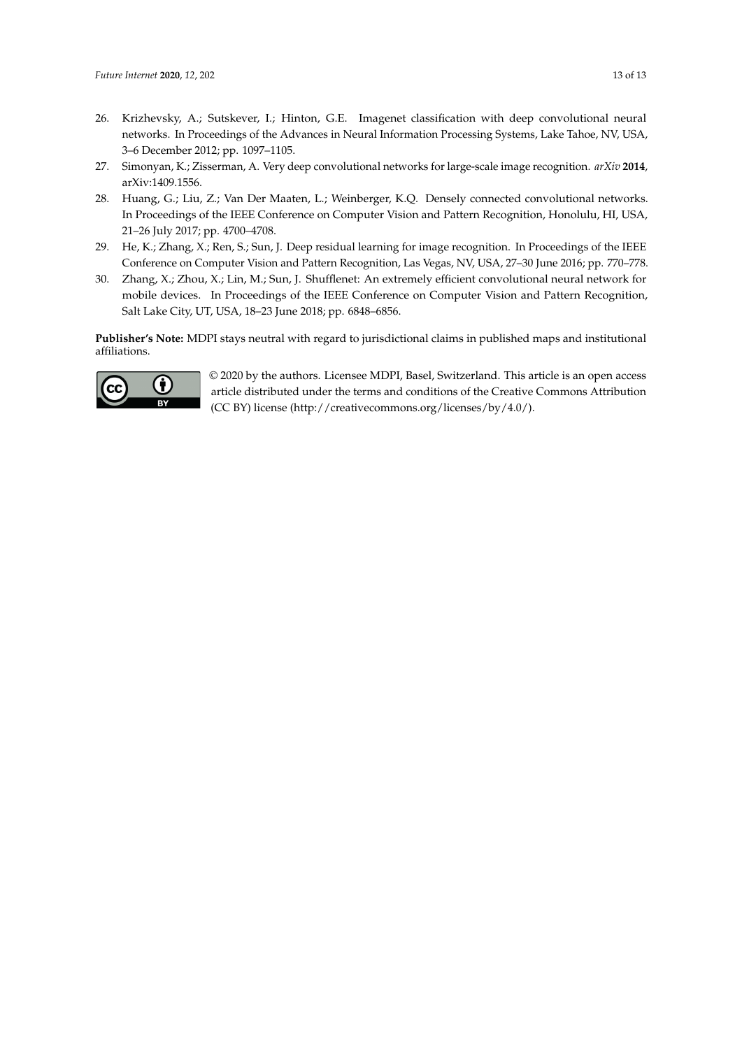26. Krizhevsky, A.; Sutskever, I.; Hinton, G.E. Imagenet classification with deep convolutional neural networks. In Proceedings of the Advances in Neural Information Processing Systems, Lake Tahoe, NV, USA, 3–6 December 2012; pp. 1097–1105.
27. Simonyan, K.; Zisserman, A. Very deep convolutional networks for large-scale image recognition. *arXiv* **2014**, arXiv:1409.1556.
28. Huang, G.; Liu, Z.; Van Der Maaten, L.; Weinberger, K.Q. Densely connected convolutional networks. In Proceedings of the IEEE Conference on Computer Vision and Pattern Recognition, Honolulu, HI, USA, 21–26 July 2017; pp. 4700–4708.
29. He, K.; Zhang, X.; Ren, S.; Sun, J. Deep residual learning for image recognition. In Proceedings of the IEEE Conference on Computer Vision and Pattern Recognition, Las Vegas, NV, USA, 27–30 June 2016; pp. 770–778.
30. Zhang, X.; Zhou, X.; Lin, M.; Sun, J. Shufflenet: An extremely efficient convolutional neural network for mobile devices. In Proceedings of the IEEE Conference on Computer Vision and Pattern Recognition, Salt Lake City, UT, USA, 18–23 June 2018; pp. 6848–6856.

**Publisher's Note:** MDPI stays neutral with regard to jurisdictional claims in published maps and institutional affiliations.

© 2020 by the authors. Licensee MDPI, Basel, Switzerland. This article is an open access article distributed under the terms and conditions of the Creative Commons Attribution (CC BY) license (http://creativecommons.org/licenses/by/4.0/).